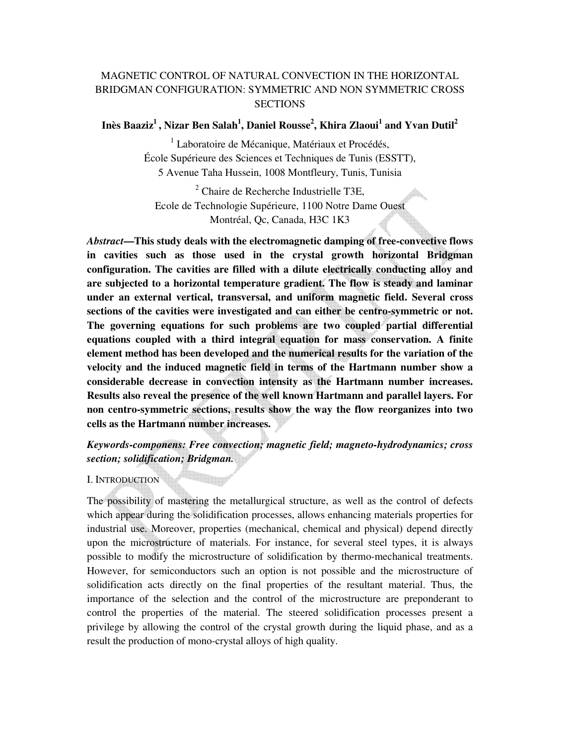# MAGNETIC CONTROL OF NATURAL CONVECTION IN THE HORIZONTAL BRIDGMAN CONFIGURATION: SYMMETRIC AND NON SYMMETRIC CROSS SECTIONS

**Inès Baaziz[1], Nizar Ben Salah[1], Daniel Rousse[2], Khira Zlaoui[1] and Yvan Dutil[2]**

[1] Laboratoire de Mécanique, Matériaux et Procédés,
École Supérieure des Sciences et Techniques de Tunis (ESSTT),
5 Avenue Taha Hussein, 1008 Montfleury, Tunis, Tunisia

[2] Chaire de Recherche Industrielle T3E,
Ecole de Technologie Supérieure, 1100 Notre Dame Ouest
Montréal, Qc, Canada, H3C 1K3

***Abstract*—This study deals with the electromagnetic damping of free-convective flows in cavities such as those used in the crystal growth horizontal Bridgman configuration. The cavities are filled with a dilute electrically conducting alloy and are subjected to a horizontal temperature gradient. The flow is steady and laminar under an external vertical, transversal, and uniform magnetic field. Several cross sections of the cavities were investigated and can either be centro-symmetric or not. The governing equations for such problems are two coupled partial differential equations coupled with a third integral equation for mass conservation. A finite element method has been developed and the numerical results for the variation of the velocity and the induced magnetic field in terms of the Hartmann number show a considerable decrease in convection intensity as the Hartmann number increases. Results also reveal the presence of the well known Hartmann and parallel layers. For non centro-symmetric sections, results show the way the flow reorganizes into two cells as the Hartmann number increases.**

***Keywords-componens: Free convection; magnetic field; magneto-hydrodynamics; cross section; solidification; Bridgman.***

## I. INTRODUCTION

The possibility of mastering the metallurgical structure, as well as the control of defects which appear during the solidification processes, allows enhancing materials properties for industrial use. Moreover, properties (mechanical, chemical and physical) depend directly upon the microstructure of materials. For instance, for several steel types, it is always possible to modify the microstructure of solidification by thermo-mechanical treatments. However, for semiconductors such an option is not possible and the microstructure of solidification acts directly on the final properties of the resultant material. Thus, the importance of the selection and the control of the microstructure are preponderant to control the properties of the material. The steered solidification processes present a privilege by allowing the control of the crystal growth during the liquid phase, and as a result the production of mono-crystal alloys of high quality.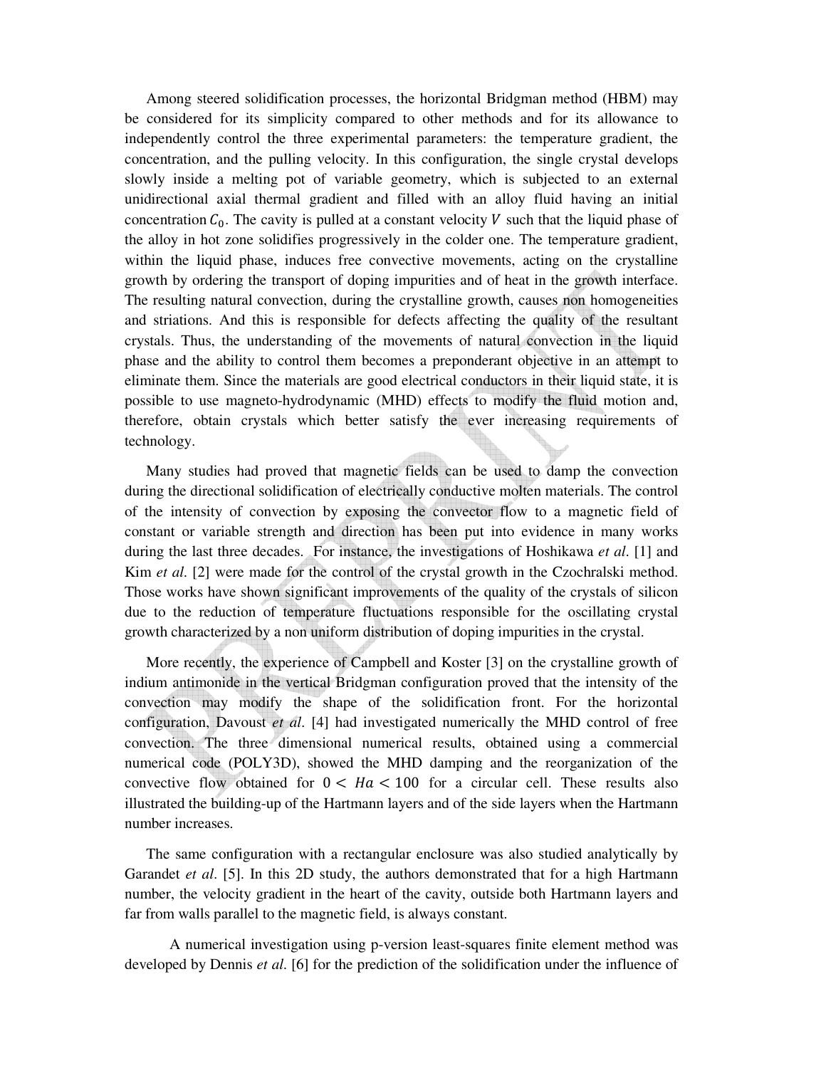Among steered solidification processes, the horizontal Bridgman method (HBM) may be considered for its simplicity compared to other methods and for its allowance to independently control the three experimental parameters: the temperature gradient, the concentration, and the pulling velocity. In this configuration, the single crystal develops slowly inside a melting pot of variable geometry, which is subjected to an external unidirectional axial thermal gradient and filled with an alloy fluid having an initial concentration $C_0$. The cavity is pulled at a constant velocity $V$ such that the liquid phase of the alloy in hot zone solidifies progressively in the colder one. The temperature gradient, within the liquid phase, induces free convective movements, acting on the crystalline growth by ordering the transport of doping impurities and of heat in the growth interface. The resulting natural convection, during the crystalline growth, causes non homogeneities and striations. And this is responsible for defects affecting the quality of the resultant crystals. Thus, the understanding of the movements of natural convection in the liquid phase and the ability to control them becomes a preponderant objective in an attempt to eliminate them. Since the materials are good electrical conductors in their liquid state, it is possible to use magneto-hydrodynamic (MHD) effects to modify the fluid motion and, therefore, obtain crystals which better satisfy the ever increasing requirements of technology.

Many studies had proved that magnetic fields can be used to damp the convection during the directional solidification of electrically conductive molten materials. The control of the intensity of convection by exposing the convector flow to a magnetic field of constant or variable strength and direction has been put into evidence in many works during the last three decades. For instance, the investigations of Hoshikawa *et al*. [1] and Kim *et al*. [2] were made for the control of the crystal growth in the Czochralski method. Those works have shown significant improvements of the quality of the crystals of silicon due to the reduction of temperature fluctuations responsible for the oscillating crystal growth characterized by a non uniform distribution of doping impurities in the crystal.

More recently, the experience of Campbell and Koster [3] on the crystalline growth of indium antimonide in the vertical Bridgman configuration proved that the intensity of the convection may modify the shape of the solidification front. For the horizontal configuration, Davoust *et al*. [4] had investigated numerically the MHD control of free convection. The three dimensional numerical results, obtained using a commercial numerical code (POLY3D), showed the MHD damping and the reorganization of the convective flow obtained for $0 < Ha < 100$ for a circular cell. These results also illustrated the building-up of the Hartmann layers and of the side layers when the Hartmann number increases.

The same configuration with a rectangular enclosure was also studied analytically by Garandet *et al*. [5]. In this 2D study, the authors demonstrated that for a high Hartmann number, the velocity gradient in the heart of the cavity, outside both Hartmann layers and far from walls parallel to the magnetic field, is always constant.

A numerical investigation using p-version least-squares finite element method was developed by Dennis *et al*. [6] for the prediction of the solidification under the influence of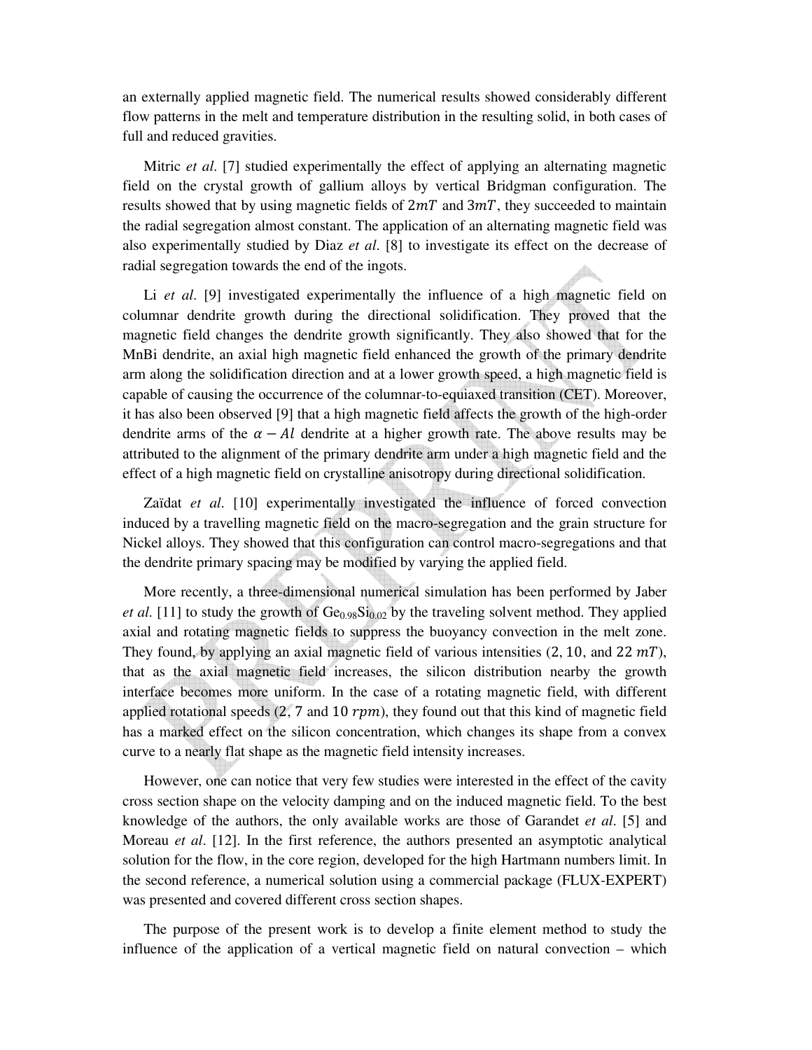an externally applied magnetic field. The numerical results showed considerably different flow patterns in the melt and temperature distribution in the resulting solid, in both cases of full and reduced gravities.

Mitric *et al*. [7] studied experimentally the effect of applying an alternating magnetic field on the crystal growth of gallium alloys by vertical Bridgman configuration. The results showed that by using magnetic fields of $2mT$ and $3mT$, they succeeded to maintain the radial segregation almost constant. The application of an alternating magnetic field was also experimentally studied by Diaz *et al*. [8] to investigate its effect on the decrease of radial segregation towards the end of the ingots.

Li *et al*. [9] investigated experimentally the influence of a high magnetic field on columnar dendrite growth during the directional solidification. They proved that the magnetic field changes the dendrite growth significantly. They also showed that for the MnBi dendrite, an axial high magnetic field enhanced the growth of the primary dendrite arm along the solidification direction and at a lower growth speed, a high magnetic field is capable of causing the occurrence of the columnar-to-equiaxed transition (CET). Moreover, it has also been observed [9] that a high magnetic field affects the growth of the high-order dendrite arms of the $\alpha - Al$ dendrite at a higher growth rate. The above results may be attributed to the alignment of the primary dendrite arm under a high magnetic field and the effect of a high magnetic field on crystalline anisotropy during directional solidification.

Zaïdat *et al*. [10] experimentally investigated the influence of forced convection induced by a travelling magnetic field on the macro-segregation and the grain structure for Nickel alloys. They showed that this configuration can control macro-segregations and that the dendrite primary spacing may be modified by varying the applied field.

More recently, a three-dimensional numerical simulation has been performed by Jaber *et al*. [11] to study the growth of $Ge_{0.98}Si_{0.02}$ by the traveling solvent method. They applied axial and rotating magnetic fields to suppress the buoyancy convection in the melt zone. They found, by applying an axial magnetic field of various intensities (2, 10, and 22 $mT$), that as the axial magnetic field increases, the silicon distribution nearby the growth interface becomes more uniform. In the case of a rotating magnetic field, with different applied rotational speeds (2, 7 and 10 $rpm$), they found out that this kind of magnetic field has a marked effect on the silicon concentration, which changes its shape from a convex curve to a nearly flat shape as the magnetic field intensity increases.

However, one can notice that very few studies were interested in the effect of the cavity cross section shape on the velocity damping and on the induced magnetic field. To the best knowledge of the authors, the only available works are those of Garandet *et al*. [5] and Moreau *et al*. [12]. In the first reference, the authors presented an asymptotic analytical solution for the flow, in the core region, developed for the high Hartmann numbers limit. In the second reference, a numerical solution using a commercial package (FLUX-EXPERT) was presented and covered different cross section shapes.

The purpose of the present work is to develop a finite element method to study the influence of the application of a vertical magnetic field on natural convection – which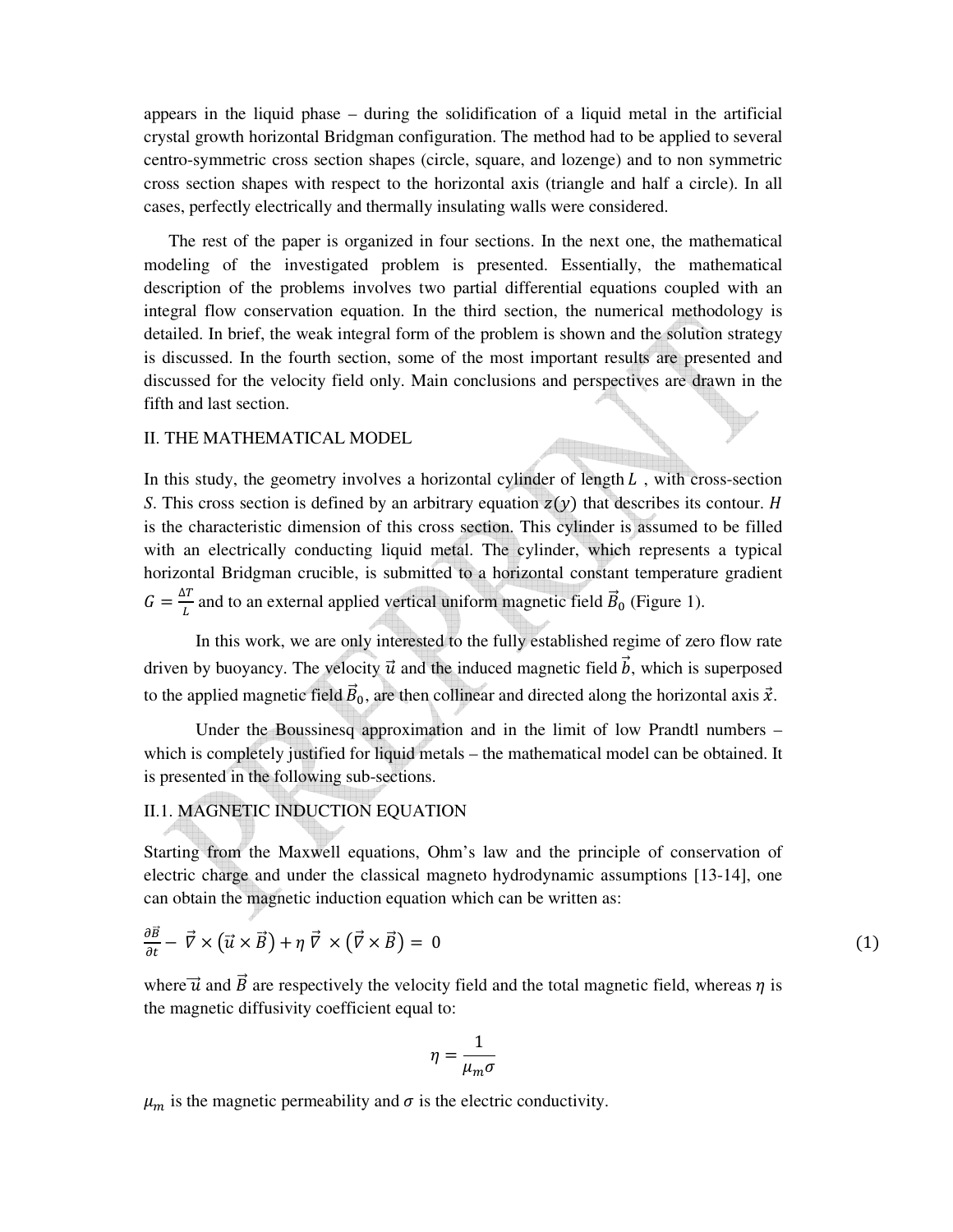appears in the liquid phase – during the solidification of a liquid metal in the artificial crystal growth horizontal Bridgman configuration. The method had to be applied to several centro-symmetric cross section shapes (circle, square, and lozenge) and to non symmetric cross section shapes with respect to the horizontal axis (triangle and half a circle). In all cases, perfectly electrically and thermally insulating walls were considered.

The rest of the paper is organized in four sections. In the next one, the mathematical modeling of the investigated problem is presented. Essentially, the mathematical description of the problems involves two partial differential equations coupled with an integral flow conservation equation. In the third section, the numerical methodology is detailed. In brief, the weak integral form of the problem is shown and the solution strategy is discussed. In the fourth section, some of the most important results are presented and discussed for the velocity field only. Main conclusions and perspectives are drawn in the fifth and last section.

## II. THE MATHEMATICAL MODEL

In this study, the geometry involves a horizontal cylinder of length $L$ , with cross-section *S*. This cross section is defined by an arbitrary equation $z(y)$ that describes its contour. $H$ is the characteristic dimension of this cross section. This cylinder is assumed to be filled with an electrically conducting liquid metal. The cylinder, which represents a typical horizontal Bridgman crucible, is submitted to a horizontal constant temperature gradient $G = \frac{\Delta T}{L}$ and to an external applied vertical uniform magnetic field $\vec{B}_0$ (Figure 1).

In this work, we are only interested to the fully established regime of zero flow rate driven by buoyancy. The velocity $\vec{u}$ and the induced magnetic field $\vec{b}$, which is superposed to the applied magnetic field $\vec{B}_0$, are then collinear and directed along the horizontal axis $\vec{x}$.

Under the Boussinesq approximation and in the limit of low Prandtl numbers – which is completely justified for liquid metals – the mathematical model can be obtained. It is presented in the following sub-sections.

### II.1. MAGNETIC INDUCTION EQUATION

Starting from the Maxwell equations, Ohm's law and the principle of conservation of electric charge and under the classical magneto hydrodynamic assumptions [13-14], one can obtain the magnetic induction equation which can be written as:

$$\frac{\partial \vec{B}}{\partial t} - \vec{\nabla} \times \left(\vec{u} \times \vec{B}\right) + \eta\, \vec{\nabla} \times \left(\vec{\nabla} \times \vec{B}\right) = 0 \tag{1}$$

where $\vec{u}$ and $\vec{B}$ are respectively the velocity field and the total magnetic field, whereas $\eta$ is the magnetic diffusivity coefficient equal to:

$$\eta = \frac{1}{\mu_m \sigma}$$

$\mu_m$ is the magnetic permeability and $\sigma$ is the electric conductivity.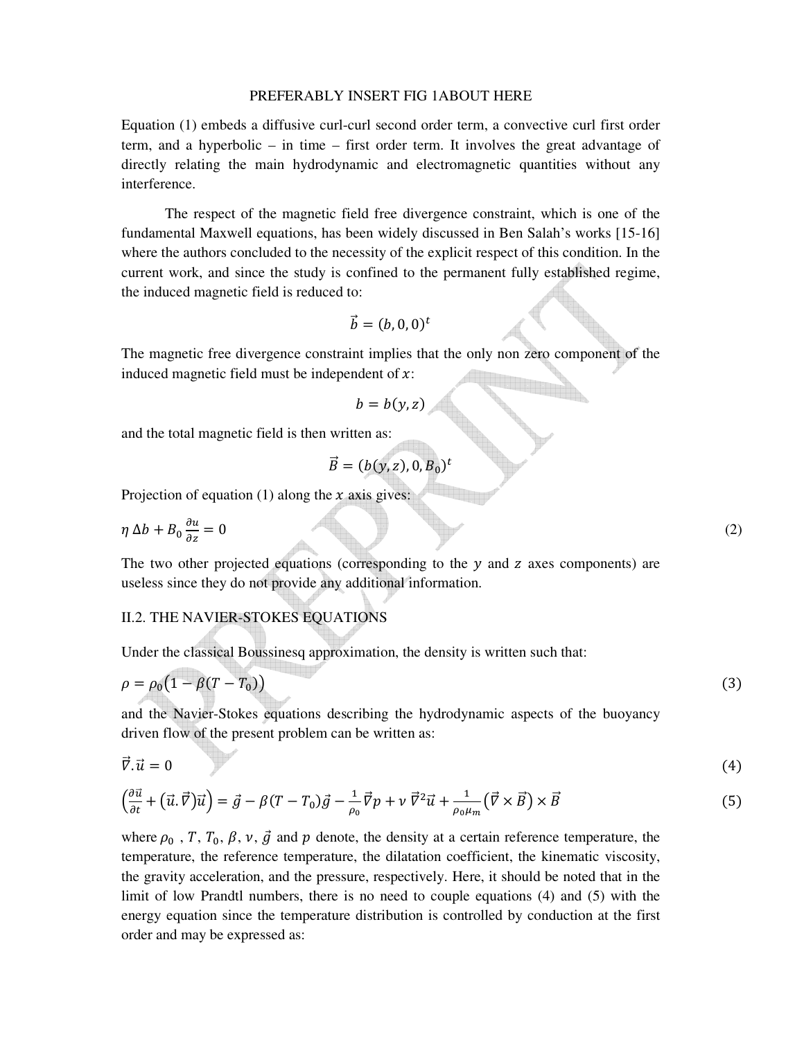PREFERABLY INSERT FIG 1ABOUT HERE

Equation (1) embeds a diffusive curl-curl second order term, a convective curl first order term, and a hyperbolic – in time – first order term. It involves the great advantage of directly relating the main hydrodynamic and electromagnetic quantities without any interference.

The respect of the magnetic field free divergence constraint, which is one of the fundamental Maxwell equations, has been widely discussed in Ben Salah's works [15-16] where the authors concluded to the necessity of the explicit respect of this condition. In the current work, and since the study is confined to the permanent fully established regime, the induced magnetic field is reduced to:

$$\vec{b} = (b, 0, 0)^t$$

The magnetic free divergence constraint implies that the only non zero component of the induced magnetic field must be independent of $x$:

$$b = b(y, z)$$

and the total magnetic field is then written as:

$$\vec{B} = (b(y, z), 0, B_0)^t$$

Projection of equation (1) along the $x$ axis gives:

$$\eta\, \Delta b + B_0 \frac{\partial u}{\partial z} = 0 \tag{2}$$

The two other projected equations (corresponding to the $y$ and $z$ axes components) are useless since they do not provide any additional information.

## II.2. THE NAVIER-STOKES EQUATIONS

Under the classical Boussinesq approximation, the density is written such that:

$$\rho = \rho_0\big(1 - \beta(T - T_0)\big) \tag{3}$$

and the Navier-Stokes equations describing the hydrodynamic aspects of the buoyancy driven flow of the present problem can be written as:

$$\vec{\nabla}.\vec{u} = 0 \tag{4}$$

$$\left(\frac{\partial \vec{u}}{\partial t} + \big(\vec{u}.\vec{\nabla}\big)\vec{u}\right) = \vec{g} - \beta(T - T_0)\vec{g} - \frac{1}{\rho_0}\vec{\nabla}p + \nu\, \vec{\nabla}^2\vec{u} + \frac{1}{\rho_0\mu_m}\big(\vec{\nabla} \times \vec{B}\big) \times \vec{B} \tag{5}$$

where $\rho_0$ , $T$, $T_0$, $\beta$, $\nu$, $\vec{g}$ and $p$ denote, the density at a certain reference temperature, the temperature, the reference temperature, the dilatation coefficient, the kinematic viscosity, the gravity acceleration, and the pressure, respectively. Here, it should be noted that in the limit of low Prandtl numbers, there is no need to couple equations (4) and (5) with the energy equation since the temperature distribution is controlled by conduction at the first order and may be expressed as: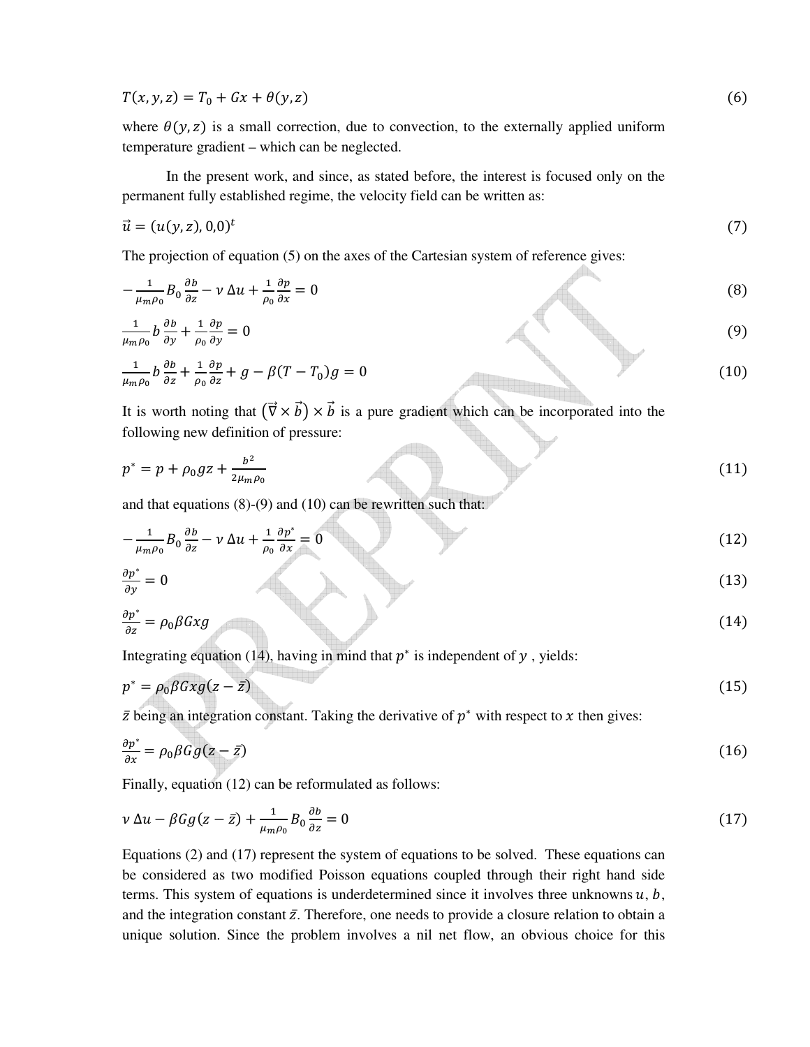$$T(x,y,z) = T_0 + Gx + \theta(y,z) \tag{6}$$

where $\theta(y,z)$ is a small correction, due to convection, to the externally applied uniform temperature gradient – which can be neglected.

In the present work, and since, as stated before, the interest is focused only on the permanent fully established regime, the velocity field can be written as:

$$\vec{u} = (u(y,z), 0,0)^t \tag{7}$$

The projection of equation (5) on the axes of the Cartesian system of reference gives:

$$-\frac{1}{\mu_m \rho_0} B_0 \frac{\partial b}{\partial z} - \nu\, \Delta u + \frac{1}{\rho_0}\frac{\partial p}{\partial x} = 0 \tag{8}$$

$$\frac{1}{\mu_m \rho_0} b \frac{\partial b}{\partial y} + \frac{1}{\rho_0}\frac{\partial p}{\partial y} = 0 \tag{9}$$

$$\frac{1}{\mu_m \rho_0} b \frac{\partial b}{\partial z} + \frac{1}{\rho_0}\frac{\partial p}{\partial z} + g - \beta(T - T_0) g = 0 \tag{10}$$

It is worth noting that $(\vec{\nabla} \times \vec{b}) \times \vec{b}$ is a pure gradient which can be incorporated into the following new definition of pressure:

$$p^* = p + \rho_0 g z + \frac{b^2}{2\mu_m \rho_0} \tag{11}$$

and that equations (8)-(9) and (10) can be rewritten such that:

$$-\frac{1}{\mu_m \rho_0} B_0 \frac{\partial b}{\partial z} - \nu\, \Delta u + \frac{1}{\rho_0}\frac{\partial p^*}{\partial x} = 0 \tag{12}$$

$$\frac{\partial p^*}{\partial y} = 0 \tag{13}$$

$$\frac{\partial p^*}{\partial z} = \rho_0 \beta G x g \tag{14}$$

Integrating equation (14), having in mind that $p^*$ is independent of $y$ , yields:

$$p^* = \rho_0 \beta G x g (z - \bar{z}) \tag{15}$$

$\bar{z}$ being an integration constant. Taking the derivative of $p^*$ with respect to $x$ then gives:

$$\frac{\partial p^*}{\partial x} = \rho_0 \beta G g (z - \bar{z}) \tag{16}$$

Finally, equation (12) can be reformulated as follows:

$$\nu\, \Delta u - \beta G g (z - \bar{z}) + \frac{1}{\mu_m \rho_0} B_0 \frac{\partial b}{\partial z} = 0 \tag{17}$$

Equations (2) and (17) represent the system of equations to be solved. These equations can be considered as two modified Poisson equations coupled through their right hand side terms. This system of equations is underdetermined since it involves three unknowns $u$, $b$, and the integration constant $\bar{z}$. Therefore, one needs to provide a closure relation to obtain a unique solution. Since the problem involves a nil net flow, an obvious choice for this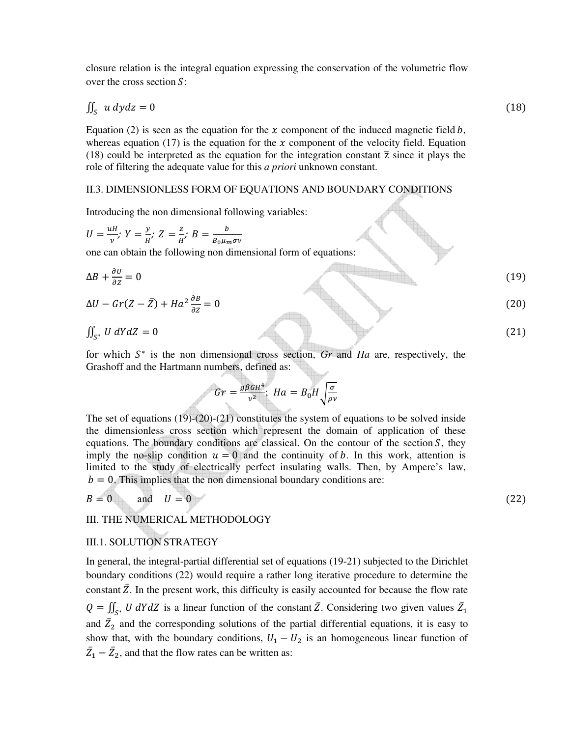closure relation is the integral equation expressing the conservation of the volumetric flow over the cross section $S$:

$$\iint_S \; u \, dydz = 0 \tag{18}$$

Equation (2) is seen as the equation for the $x$ component of the induced magnetic field $b$, whereas equation (17) is the equation for the $x$ component of the velocity field. Equation (18) could be interpreted as the equation for the integration constant $\bar{z}$ since it plays the role of filtering the adequate value for this *a priori* unknown constant.

## II.3. DIMENSIONLESS FORM OF EQUATIONS AND BOUNDARY CONDITIONS

Introducing the non dimensional following variables:

$U = \frac{uH}{\nu}$; $Y = \frac{y}{H}$; $Z = \frac{z}{H}$; $B = \frac{b}{B_0 \mu_m \sigma \nu}$

one can obtain the following non dimensional form of equations:

$$\Delta B + \frac{\partial U}{\partial Z} = 0 \tag{19}$$

$$\Delta U - Gr(Z - \bar{Z}) + Ha^2 \frac{\partial B}{\partial Z} = 0 \tag{20}$$

$$\iint_{S^*} U \; dYdZ = 0 \tag{21}$$

for which $S^*$ is the non dimensional cross section, *Gr* and *Ha* are, respectively, the Grashoff and the Hartmann numbers, defined as:

$$Gr = \frac{g\beta G H^4}{\nu^2}; \; Ha = B_0 H \sqrt{\frac{\sigma}{\rho\nu}}$$

The set of equations (19)-(20)-(21) constitutes the system of equations to be solved inside the dimensionless cross section which represent the domain of application of these equations. The boundary conditions are classical. On the contour of the section $S$, they imply the no-slip condition $u = 0$ and the continuity of $b$. In this work, attention is limited to the study of electrically perfect insulating walls. Then, by Ampere's law, $b = 0$. This implies that the non dimensional boundary conditions are:

$$B = 0 \quad \text{and} \quad U = 0 \tag{22}$$

## III. THE NUMERICAL METHODOLOGY

### III.1. SOLUTION STRATEGY

In general, the integral-partial differential set of equations (19-21) subjected to the Dirichlet boundary conditions (22) would require a rather long iterative procedure to determine the constant $\bar{Z}$. In the present work, this difficulty is easily accounted for because the flow rate $Q = \iint_{S^*} U \; dYdZ$ is a linear function of the constant $\bar{Z}$. Considering two given values $\bar{Z}_1$ and $\bar{Z}_2$ and the corresponding solutions of the partial differential equations, it is easy to show that, with the boundary conditions, $U_1 - U_2$ is an homogeneous linear function of $\bar{Z}_1 - \bar{Z}_2$, and that the flow rates can be written as: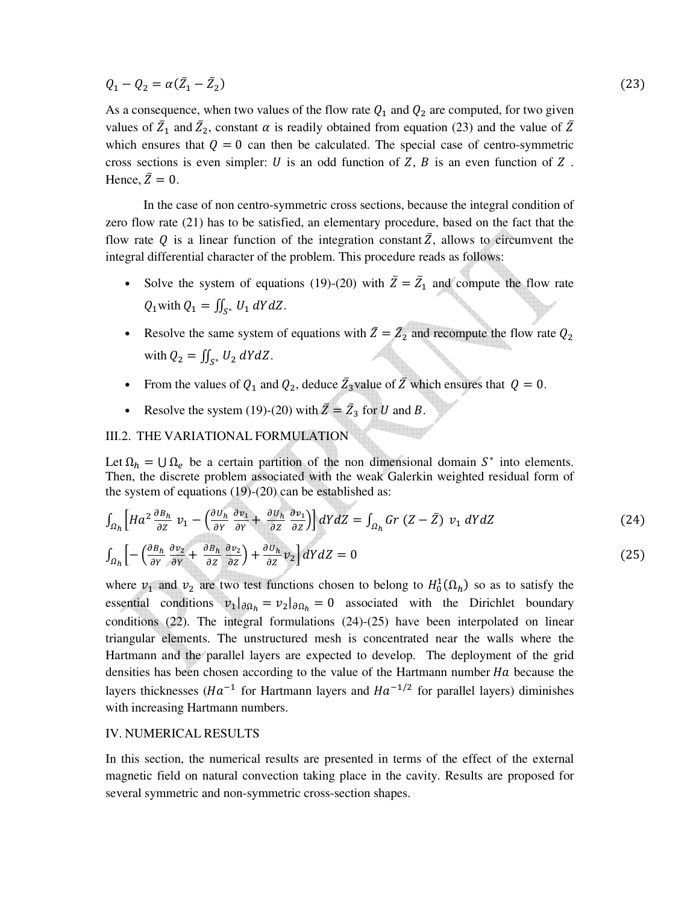$$Q_1 - Q_2 = \alpha(\bar{Z}_1 - \bar{Z}_2) \tag{23}$$

As a consequence, when two values of the flow rate $Q_1$ and $Q_2$ are computed, for two given values of $\bar{Z}_1$ and $\bar{Z}_2$, constant $\alpha$ is readily obtained from equation (23) and the value of $\bar{Z}$ which ensures that $Q = 0$ can then be calculated. The special case of centro-symmetric cross sections is even simpler: $U$ is an odd function of $Z$, $B$ is an even function of $Z$. Hence, $\bar{Z} = 0$.

In the case of non centro-symmetric cross sections, because the integral condition of zero flow rate (21) has to be satisfied, an elementary procedure, based on the fact that the flow rate $Q$ is a linear function of the integration constant $\bar{Z}$, allows to circumvent the integral differential character of the problem. This procedure reads as follows:

- Solve the system of equations (19)-(20) with $\bar{Z} = \bar{Z}_1$ and compute the flow rate $Q_1$ with $Q_1 = \iint_{S^*} U_1 \, dYdZ$.
- Resolve the same system of equations with $\bar{Z} = \bar{Z}_2$ and recompute the flow rate $Q_2$ with $Q_2 = \iint_{S^*} U_2 \, dYdZ$.
- From the values of $Q_1$ and $Q_2$, deduce $\bar{Z}_3$ value of $\bar{Z}$ which ensures that $Q = 0$.
- Resolve the system (19)-(20) with $\bar{Z} = \bar{Z}_3$ for $U$ and $B$.

### III.2. THE VARIATIONAL FORMULATION

Let $\Omega_h = \bigcup \Omega_e$ be a certain partition of the non dimensional domain $S^*$ into elements. Then, the discrete problem associated with the weak Galerkin weighted residual form of the system of equations (19)-(20) can be established as:

$$\int_{\Omega_h} \left[ Ha^2 \frac{\partial B_h}{\partial Z} \, v_1 - \left( \frac{\partial U_h}{\partial Y} \frac{\partial v_1}{\partial Y} + \frac{\partial U_h}{\partial Z} \frac{\partial v_1}{\partial Z} \right) \right] dYdZ = \int_{\Omega_h} Gr \, (Z - \bar{Z}) \, v_1 \, dYdZ \tag{24}$$

$$\int_{\Omega_h} \left[ - \left( \frac{\partial B_h}{\partial Y} \frac{\partial v_2}{\partial Y} + \frac{\partial B_h}{\partial Z} \frac{\partial v_2}{\partial Z} \right) + \frac{\partial U_h}{\partial Z} v_2 \right] dYdZ = 0 \tag{25}$$

where $v_1$ and $v_2$ are two test functions chosen to belong to $H_0^1(\Omega_h)$ so as to satisfy the essential conditions $v_1|_{\partial\Omega_h} = v_2|_{\partial\Omega_h} = 0$ associated with the Dirichlet boundary conditions (22). The integral formulations (24)-(25) have been interpolated on linear triangular elements. The unstructured mesh is concentrated near the walls where the Hartmann and the parallel layers are expected to develop. The deployment of the grid densities has been chosen according to the value of the Hartmann number $Ha$ because the layers thicknesses ($Ha^{-1}$ for Hartmann layers and $Ha^{-1/2}$ for parallel layers) diminishes with increasing Hartmann numbers.

## IV. NUMERICAL RESULTS

In this section, the numerical results are presented in terms of the effect of the external magnetic field on natural convection taking place in the cavity. Results are proposed for several symmetric and non-symmetric cross-section shapes.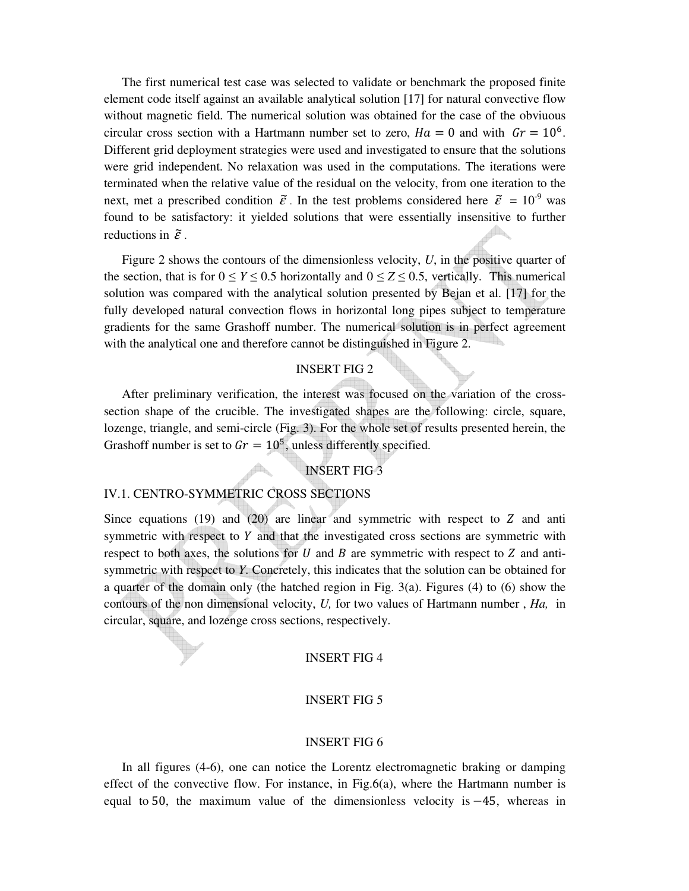The first numerical test case was selected to validate or benchmark the proposed finite element code itself against an available analytical solution [17] for natural convective flow without magnetic field. The numerical solution was obtained for the case of the obviuous circular cross section with a Hartmann number set to zero, $Ha = 0$ and with $Gr = 10^6$. Different grid deployment strategies were used and investigated to ensure that the solutions were grid independent. No relaxation was used in the computations. The iterations were terminated when the relative value of the residual on the velocity, from one iteration to the next, met a prescribed condition $\tilde{\varepsilon}$. In the test problems considered here $\tilde{\varepsilon} = 10^{-9}$ was found to be satisfactory: it yielded solutions that were essentially insensitive to further reductions in $\tilde{\varepsilon}$.

Figure 2 shows the contours of the dimensionless velocity, *U*, in the positive quarter of the section, that is for $0 \leq Y \leq 0.5$ horizontally and $0 \leq Z \leq 0.5$, vertically. This numerical solution was compared with the analytical solution presented by Bejan et al. [17] for the fully developed natural convection flows in horizontal long pipes subject to temperature gradients for the same Grashoff number. The numerical solution is in perfect agreement with the analytical one and therefore cannot be distinguished in Figure 2.

INSERT FIG 2

After preliminary verification, the interest was focused on the variation of the cross-section shape of the crucible. The investigated shapes are the following: circle, square, lozenge, triangle, and semi-circle (Fig. 3). For the whole set of results presented herein, the Grashoff number is set to $Gr = 10^5$, unless differently specified.

INSERT FIG 3

## IV.1. CENTRO-SYMMETRIC CROSS SECTIONS

Since equations (19) and (20) are linear and symmetric with respect to $Z$ and anti symmetric with respect to $Y$ and that the investigated cross sections are symmetric with respect to both axes, the solutions for $U$ and $B$ are symmetric with respect to $Z$ and anti-symmetric with respect to *Y*. Concretely, this indicates that the solution can be obtained for a quarter of the domain only (the hatched region in Fig. 3(a). Figures (4) to (6) show the contours of the non dimensional velocity, *U,* for two values of Hartmann number , *Ha,* in circular, square, and lozenge cross sections, respectively.

INSERT FIG 4

INSERT FIG 5

INSERT FIG 6

In all figures (4-6), one can notice the Lorentz electromagnetic braking or damping effect of the convective flow. For instance, in Fig.6(a), where the Hartmann number is equal to $50$, the maximum value of the dimensionless velocity is $-45$, whereas in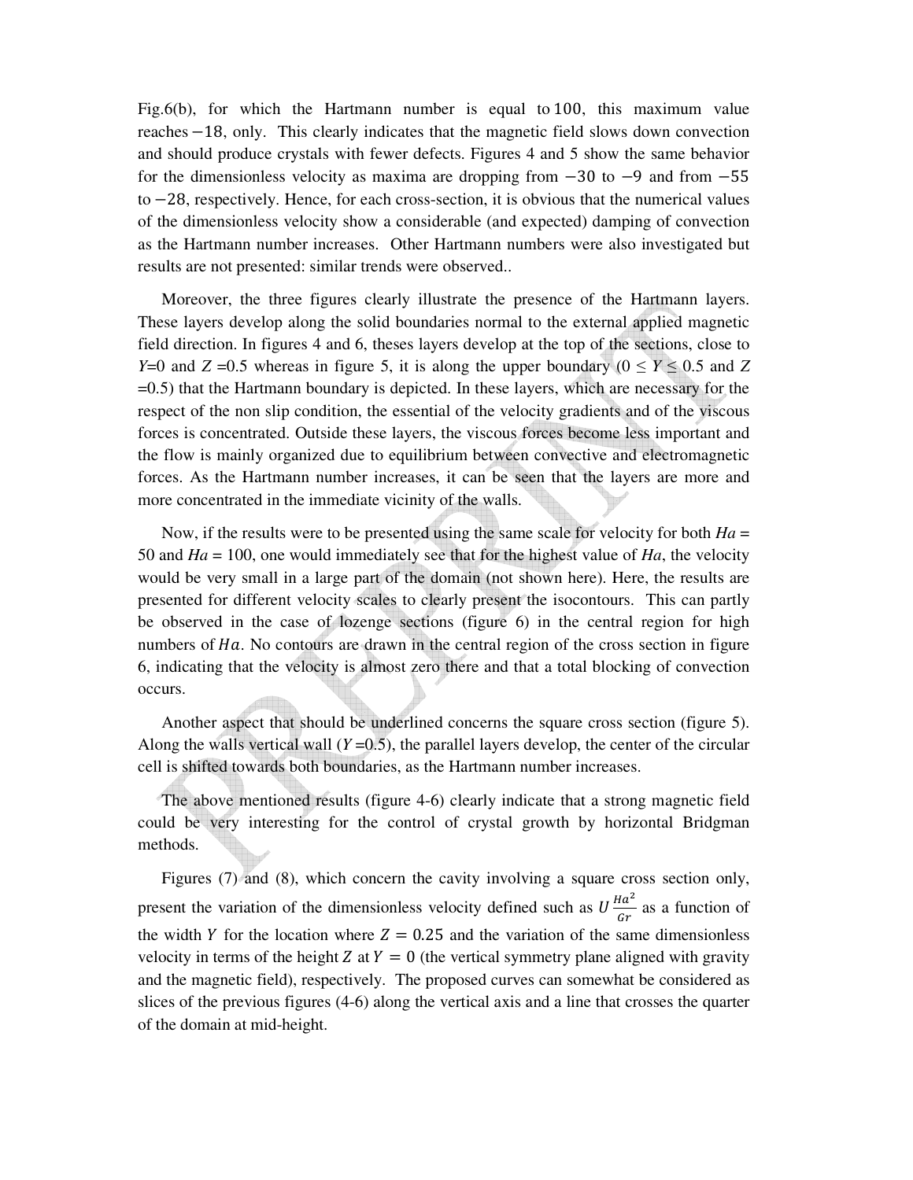Fig.6(b), for which the Hartmann number is equal to $100$, this maximum value reaches $-18$, only. This clearly indicates that the magnetic field slows down convection and should produce crystals with fewer defects. Figures 4 and 5 show the same behavior for the dimensionless velocity as maxima are dropping from $-30$ to $-9$ and from $-55$ to $-28$, respectively. Hence, for each cross-section, it is obvious that the numerical values of the dimensionless velocity show a considerable (and expected) damping of convection as the Hartmann number increases. Other Hartmann numbers were also investigated but results are not presented: similar trends were observed..

Moreover, the three figures clearly illustrate the presence of the Hartmann layers. These layers develop along the solid boundaries normal to the external applied magnetic field direction. In figures 4 and 6, theses layers develop at the top of the sections, close to $Y$=0 and $Z$ =0.5 whereas in figure 5, it is along the upper boundary ($0 \leq Y \leq 0.5$ and $Z$ =0.5) that the Hartmann boundary is depicted. In these layers, which are necessary for the respect of the non slip condition, the essential of the velocity gradients and of the viscous forces is concentrated. Outside these layers, the viscous forces become less important and the flow is mainly organized due to equilibrium between convective and electromagnetic forces. As the Hartmann number increases, it can be seen that the layers are more and more concentrated in the immediate vicinity of the walls.

Now, if the results were to be presented using the same scale for velocity for both $Ha$ = 50 and $Ha$ = 100, one would immediately see that for the highest value of $Ha$, the velocity would be very small in a large part of the domain (not shown here). Here, the results are presented for different velocity scales to clearly present the isocontours. This can partly be observed in the case of lozenge sections (figure 6) in the central region for high numbers of $Ha$. No contours are drawn in the central region of the cross section in figure 6, indicating that the velocity is almost zero there and that a total blocking of convection occurs.

Another aspect that should be underlined concerns the square cross section (figure 5). Along the walls vertical wall ($Y$ =0.5), the parallel layers develop, the center of the circular cell is shifted towards both boundaries, as the Hartmann number increases.

The above mentioned results (figure 4-6) clearly indicate that a strong magnetic field could be very interesting for the control of crystal growth by horizontal Bridgman methods.

Figures (7) and (8), which concern the cavity involving a square cross section only, present the variation of the dimensionless velocity defined such as $U\frac{Ha^2}{Gr}$ as a function of the width $Y$ for the location where $Z = 0.25$ and the variation of the same dimensionless velocity in terms of the height $Z$ at $Y = 0$ (the vertical symmetry plane aligned with gravity and the magnetic field), respectively. The proposed curves can somewhat be considered as slices of the previous figures (4-6) along the vertical axis and a line that crosses the quarter of the domain at mid-height.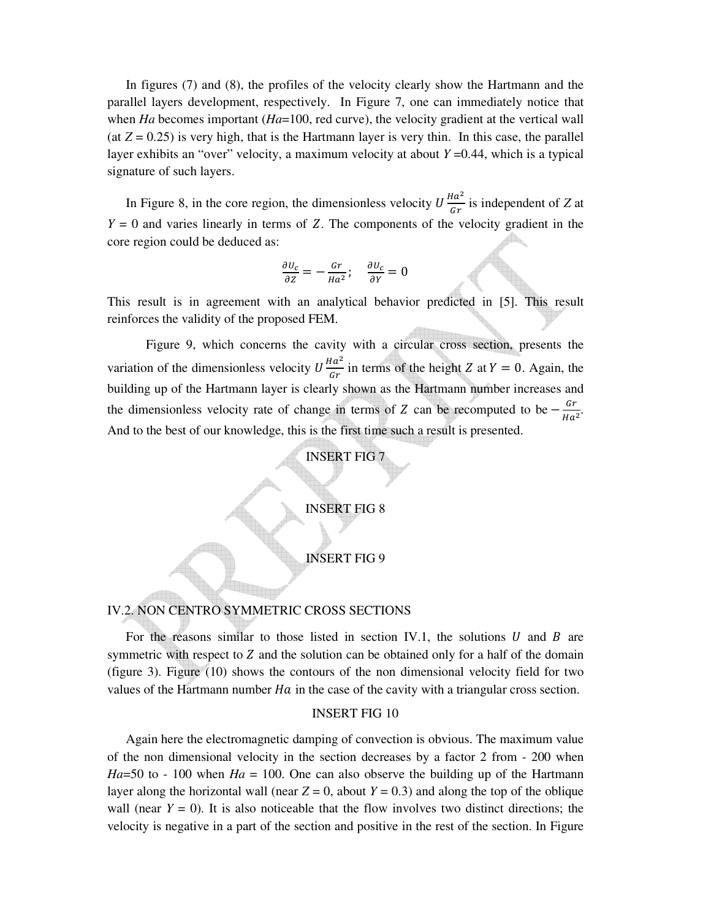In figures (7) and (8), the profiles of the velocity clearly show the Hartmann and the parallel layers development, respectively. In Figure 7, one can immediately notice that when *Ha* becomes important (*Ha*=100, red curve), the velocity gradient at the vertical wall (at $Z = 0.25$) is very high, that is the Hartmann layer is very thin. In this case, the parallel layer exhibits an "over" velocity, a maximum velocity at about $Y = 0.44$, which is a typical signature of such layers.

In Figure 8, in the core region, the dimensionless velocity $U\frac{Ha^2}{Gr}$ is independent of $Z$ at $Y = 0$ and varies linearly in terms of $Z$. The components of the velocity gradient in the core region could be deduced as:

$$\frac{\partial U_c}{\partial Z} = -\frac{Gr}{Ha^2}; \quad \frac{\partial U_c}{\partial Y} = 0$$

This result is in agreement with an analytical behavior predicted in [5]. This result reinforces the validity of the proposed FEM.

Figure 9, which concerns the cavity with a circular cross section, presents the variation of the dimensionless velocity $U\frac{Ha^2}{Gr}$ in terms of the height $Z$ at $Y = 0$. Again, the building up of the Hartmann layer is clearly shown as the Hartmann number increases and the dimensionless velocity rate of change in terms of $Z$ can be recomputed to be $-\frac{Gr}{Ha^2}$. And to the best of our knowledge, this is the first time such a result is presented.

INSERT FIG 7

INSERT FIG 8

INSERT FIG 9

## IV.2. NON CENTRO SYMMETRIC CROSS SECTIONS

For the reasons similar to those listed in section IV.1, the solutions $U$ and $B$ are symmetric with respect to $Z$ and the solution can be obtained only for a half of the domain (figure 3). Figure (10) shows the contours of the non dimensional velocity field for two values of the Hartmann number $Ha$ in the case of the cavity with a triangular cross section.

INSERT FIG 10

Again here the electromagnetic damping of convection is obvious. The maximum value of the non dimensional velocity in the section decreases by a factor 2 from - 200 when *Ha*=50 to - 100 when *Ha* = 100. One can also observe the building up of the Hartmann layer along the horizontal wall (near $Z = 0$, about $Y = 0.3$) and along the top of the oblique wall (near $Y = 0$). It is also noticeable that the flow involves two distinct directions; the velocity is negative in a part of the section and positive in the rest of the section. In Figure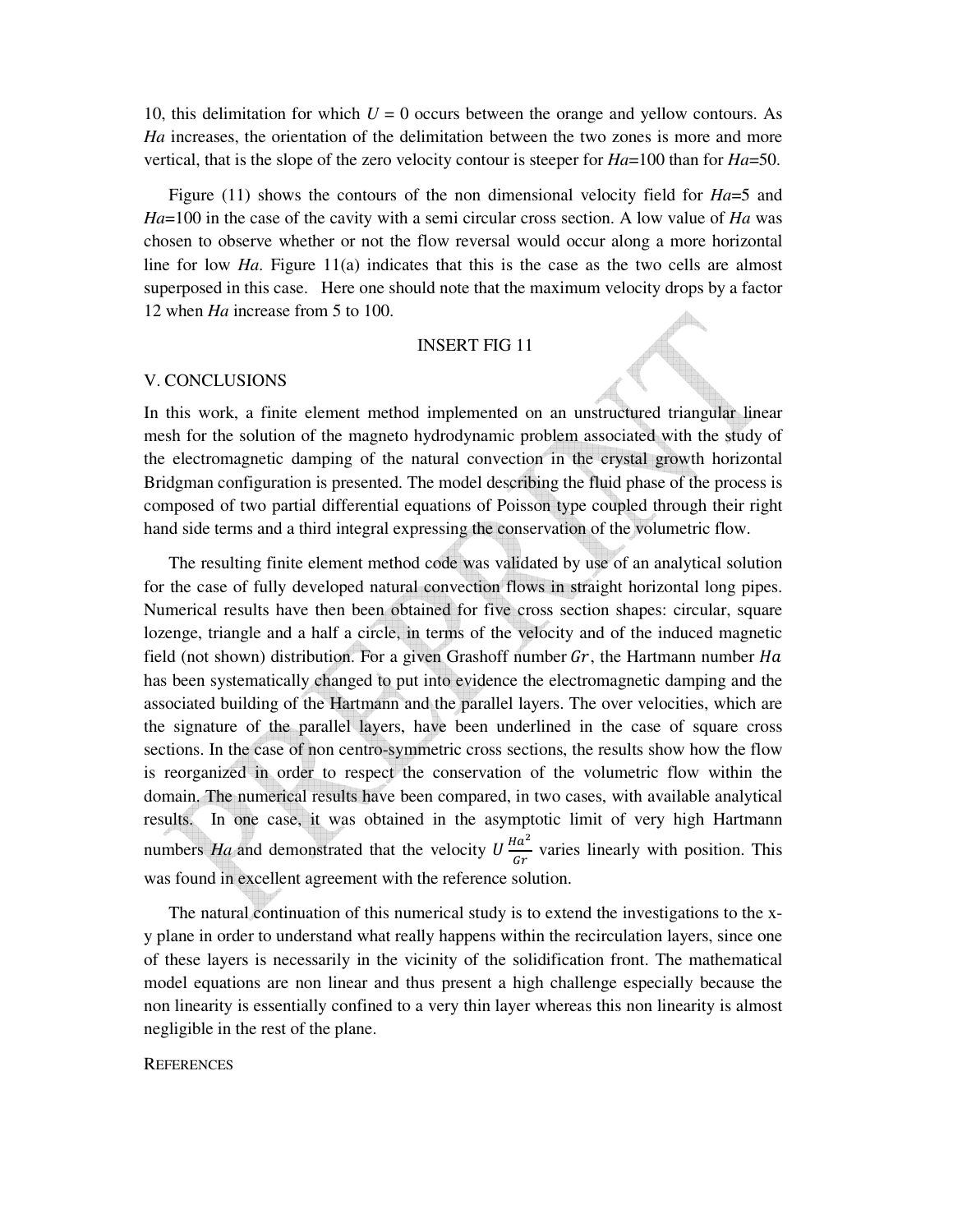10, this delimitation for which $U$ = 0 occurs between the orange and yellow contours. As *Ha* increases, the orientation of the delimitation between the two zones is more and more vertical, that is the slope of the zero velocity contour is steeper for *Ha*=100 than for *Ha*=50.

Figure (11) shows the contours of the non dimensional velocity field for *Ha*=5 and *Ha*=100 in the case of the cavity with a semi circular cross section. A low value of *Ha* was chosen to observe whether or not the flow reversal would occur along a more horizontal line for low *Ha*. Figure 11(a) indicates that this is the case as the two cells are almost superposed in this case. Here one should note that the maximum velocity drops by a factor 12 when *Ha* increase from 5 to 100.

INSERT FIG 11

## V. CONCLUSIONS

In this work, a finite element method implemented on an unstructured triangular linear mesh for the solution of the magneto hydrodynamic problem associated with the study of the electromagnetic damping of the natural convection in the crystal growth horizontal Bridgman configuration is presented. The model describing the fluid phase of the process is composed of two partial differential equations of Poisson type coupled through their right hand side terms and a third integral expressing the conservation of the volumetric flow.

The resulting finite element method code was validated by use of an analytical solution for the case of fully developed natural convection flows in straight horizontal long pipes. Numerical results have then been obtained for five cross section shapes: circular, square lozenge, triangle and a half a circle, in terms of the velocity and of the induced magnetic field (not shown) distribution. For a given Grashoff number $Gr$, the Hartmann number $Ha$ has been systematically changed to put into evidence the electromagnetic damping and the associated building of the Hartmann and the parallel layers. The over velocities, which are the signature of the parallel layers, have been underlined in the case of square cross sections. In the case of non centro-symmetric cross sections, the results show how the flow is reorganized in order to respect the conservation of the volumetric flow within the domain. The numerical results have been compared, in two cases, with available analytical results. In one case, it was obtained in the asymptotic limit of very high Hartmann numbers *Ha* and demonstrated that the velocity $U\frac{Ha^2}{Gr}$ varies linearly with position. This was found in excellent agreement with the reference solution.

The natural continuation of this numerical study is to extend the investigations to the x-y plane in order to understand what really happens within the recirculation layers, since one of these layers is necessarily in the vicinity of the solidification front. The mathematical model equations are non linear and thus present a high challenge especially because the non linearity is essentially confined to a very thin layer whereas this non linearity is almost negligible in the rest of the plane.

## REFERENCES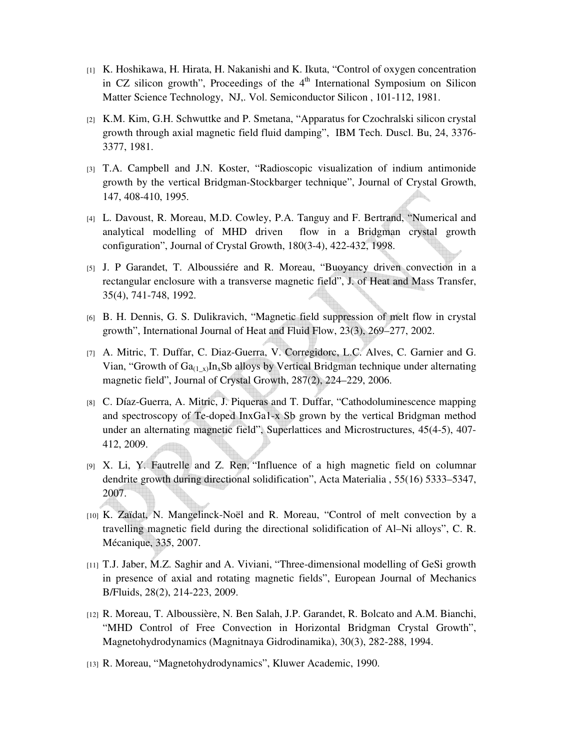[1] K. Hoshikawa, H. Hirata, H. Nakanishi and K. Ikuta, "Control of oxygen concentration in CZ silicon growth", Proceedings of the 4th International Symposium on Silicon Matter Science Technology, NJ,. Vol. Semiconductor Silicon , 101-112, 1981.

[2] K.M. Kim, G.H. Schwuttke and P. Smetana, "Apparatus for Czochralski silicon crystal growth through axial magnetic field fluid damping", IBM Tech. Duscl. Bu, 24, 3376-3377, 1981.

[3] T.A. Campbell and J.N. Koster, "Radioscopic visualization of indium antimonide growth by the vertical Bridgman-Stockbarger technique", Journal of Crystal Growth, 147, 408-410, 1995.

[4] L. Davoust, R. Moreau, M.D. Cowley, P.A. Tanguy and F. Bertrand, "Numerical and analytical modelling of MHD driven flow in a Bridgman crystal growth configuration", Journal of Crystal Growth, 180(3-4), 422-432, 1998.

[5] J. P Garandet, T. Alboussiére and R. Moreau, "Buoyancy driven convection in a rectangular enclosure with a transverse magnetic field", J. of Heat and Mass Transfer, 35(4), 741-748, 1992.

[6] B. H. Dennis, G. S. Dulikravich, "Magnetic field suppression of melt flow in crystal growth", International Journal of Heat and Fluid Flow, 23(3), 269–277, 2002.

[7] A. Mitric, T. Duffar, C. Diaz-Guerra, V. Corregidorc, L.C. Alves, C. Garnier and G. Vian, "Growth of $Ga_{(1\_x)}In_xSb$ alloys by Vertical Bridgman technique under alternating magnetic field", Journal of Crystal Growth, 287(2), 224–229, 2006.

[8] C. Díaz-Guerra, A. Mitric, J. Piqueras and T. Duffar, "Cathodoluminescence mapping and spectroscopy of Te-doped InxGa1-x Sb grown by the vertical Bridgman method under an alternating magnetic field", Superlattices and Microstructures, 45(4-5), 407-412, 2009.

[9] X. Li, Y. Fautrelle and Z. Ren, "Influence of a high magnetic field on columnar dendrite growth during directional solidification", Acta Materialia , 55(16) 5333–5347, 2007.

[10] K. Zaïdat, N. Mangelinck-Noël and R. Moreau, "Control of melt convection by a travelling magnetic field during the directional solidification of Al–Ni alloys", C. R. Mécanique, 335, 2007.

[11] T.J. Jaber, M.Z. Saghir and A. Viviani, "Three-dimensional modelling of GeSi growth in presence of axial and rotating magnetic fields", European Journal of Mechanics B/Fluids, 28(2), 214-223, 2009.

[12] R. Moreau, T. Alboussière, N. Ben Salah, J.P. Garandet, R. Bolcato and A.M. Bianchi, "MHD Control of Free Convection in Horizontal Bridgman Crystal Growth", Magnetohydrodynamics (Magnitnaya Gidrodinamika), 30(3), 282-288, 1994.

[13] R. Moreau, "Magnetohydrodynamics", Kluwer Academic, 1990.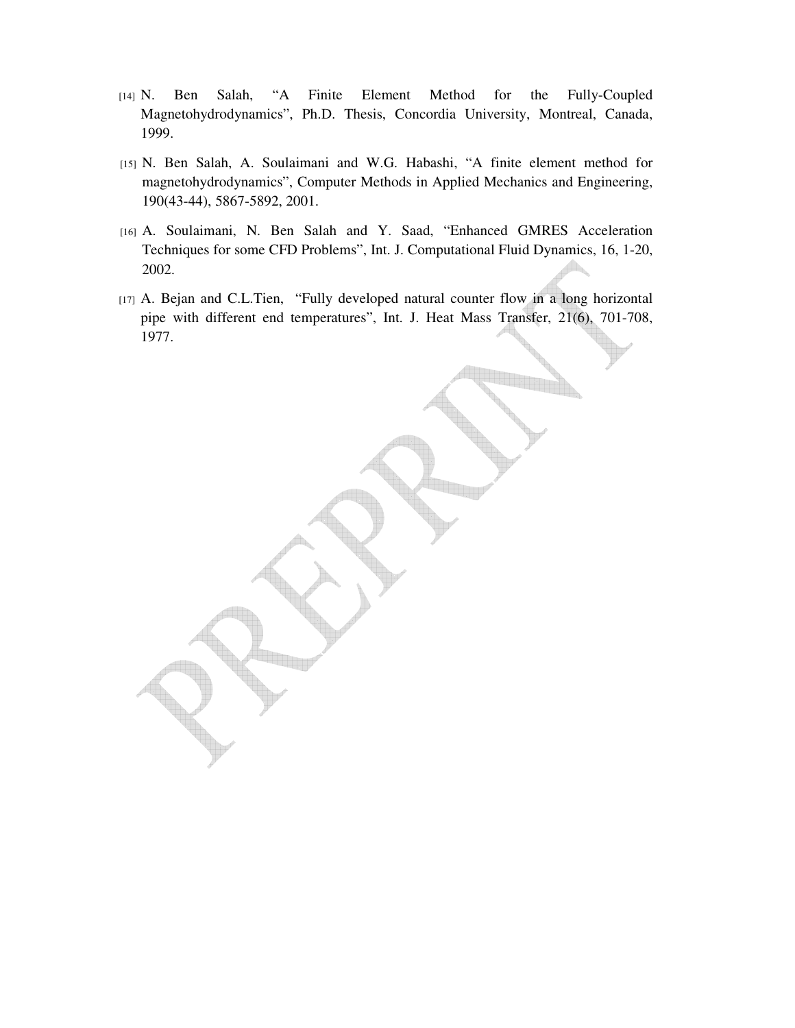[14] N. Ben Salah, "A Finite Element Method for the Fully-Coupled Magnetohydrodynamics", Ph.D. Thesis, Concordia University, Montreal, Canada, 1999.

[15] N. Ben Salah, A. Soulaimani and W.G. Habashi, "A finite element method for magnetohydrodynamics", Computer Methods in Applied Mechanics and Engineering, 190(43-44), 5867-5892, 2001.

[16] A. Soulaimani, N. Ben Salah and Y. Saad, "Enhanced GMRES Acceleration Techniques for some CFD Problems", Int. J. Computational Fluid Dynamics, 16, 1-20, 2002.

[17] A. Bejan and C.L.Tien, "Fully developed natural counter flow in a long horizontal pipe with different end temperatures", Int. J. Heat Mass Transfer, 21(6), 701-708, 1977.